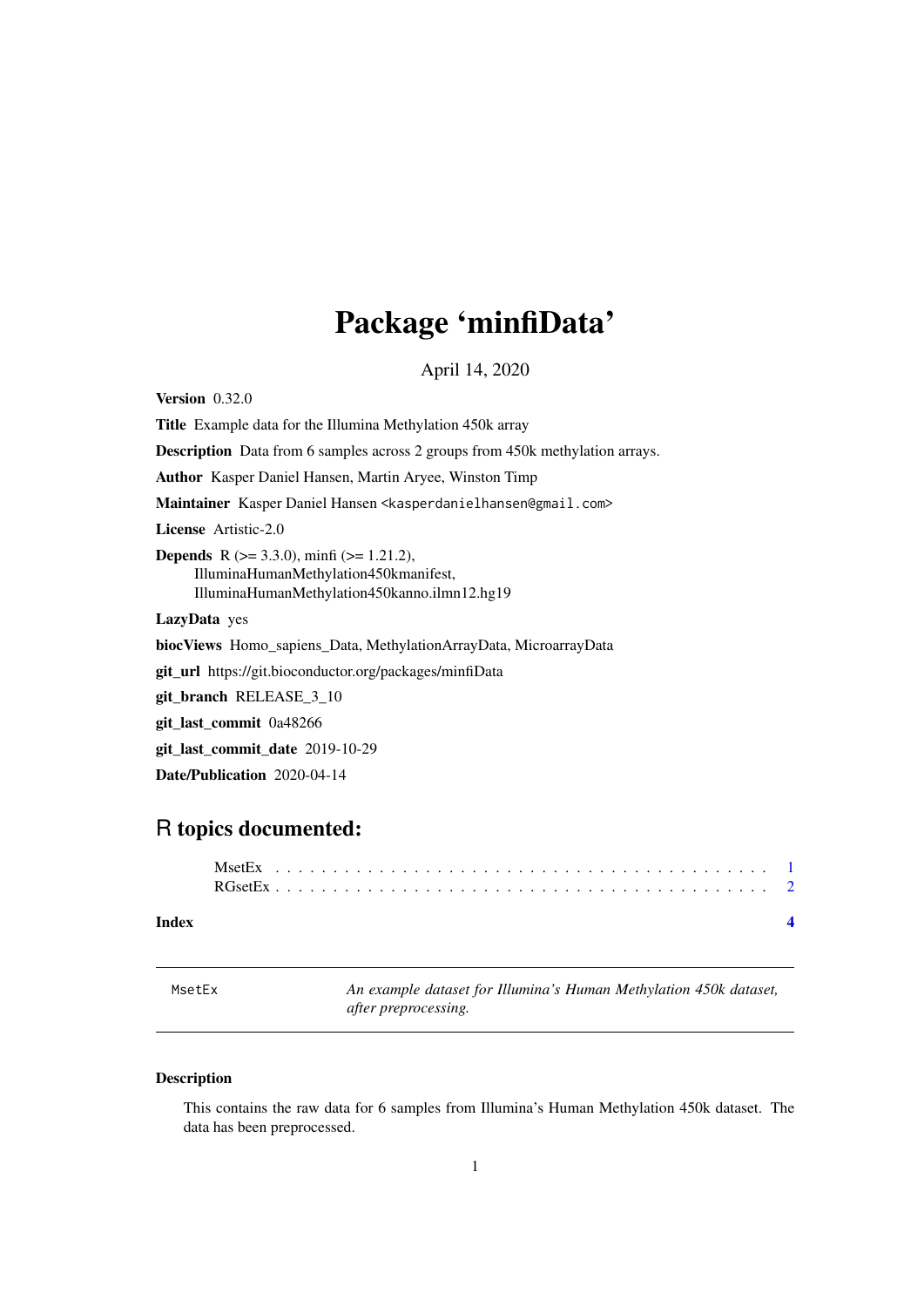# Package 'minfiData'

April 14, 2020

**Version** 0.32.0

**Title** Example data for the Illumina Methylation 450k array

**Description** Data from 6 samples across 2 groups from 450k methylation arrays.

**Author** Kasper Daniel Hansen, Martin Aryee, Winston Timp

**Maintainer** Kasper Daniel Hansen <kasperdanielhansen@gmail.com>

**License** Artistic-2.0

**Depends** R (>= 3.3.0), minfi (>= 1.21.2), IlluminaHumanMethylation450kmanifest, IlluminaHumanMethylation450kanno.ilmn12.hg19

**LazyData** yes

**biocViews** Homo_sapiens_Data, MethylationArrayData, MicroarrayData

**git_url** https://git.bioconductor.org/packages/minfiData

**git_branch** RELEASE_3_10

**git_last_commit** 0a48266

**git_last_commit_date** 2019-10-29

**Date/Publication** 2020-04-14

## R topics documented:

- MsetEx . . . . . . . . . . . . . . . . . . . . . . . . . . . . . . . . . . . . . . . . . . 1
- RGsetEx . . . . . . . . . . . . . . . . . . . . . . . . . . . . . . . . . . . . . . . . . 2

**Index** **4**

---

`MsetEx` *An example dataset for Illumina's Human Methylation 450k dataset, after preprocessing.*

---

### Description

This contains the raw data for 6 samples from Illumina's Human Methylation 450k dataset. The data has been preprocessed.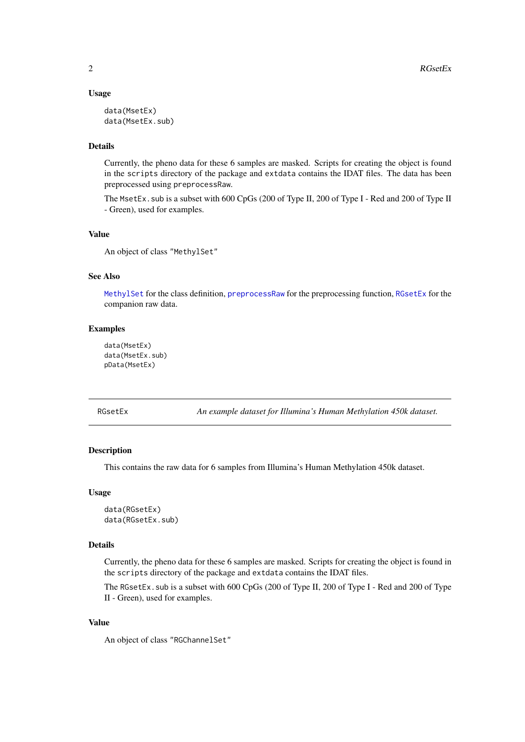### Usage

```
data(MsetEx)
data(MsetEx.sub)
```

### Details

Currently, the pheno data for these 6 samples are masked. Scripts for creating the object is found in the `scripts` directory of the package and `extdata` contains the IDAT files. The data has been preprocessed using `preprocessRaw`.

The `MsetEx.sub` is a subset with 600 CpGs (200 of Type II, 200 of Type I - Red and 200 of Type II - Green), used for examples.

### Value

An object of class "MethylSet"

### See Also

`MethylSet` for the class definition, `preprocessRaw` for the preprocessing function, `RGsetEx` for the companion raw data.

### Examples

```
data(MsetEx)
data(MsetEx.sub)
pData(MsetEx)
```

---

## RGsetEx — *An example dataset for Illumina's Human Methylation 450k dataset.*

---

### Description

This contains the raw data for 6 samples from Illumina's Human Methylation 450k dataset.

### Usage

```
data(RGsetEx)
data(RGsetEx.sub)
```

### Details

Currently, the pheno data for these 6 samples are masked. Scripts for creating the object is found in the `scripts` directory of the package and `extdata` contains the IDAT files.

The `RGsetEx.sub` is a subset with 600 CpGs (200 of Type II, 200 of Type I - Red and 200 of Type II - Green), used for examples.

### Value

An object of class "RGChannelSet"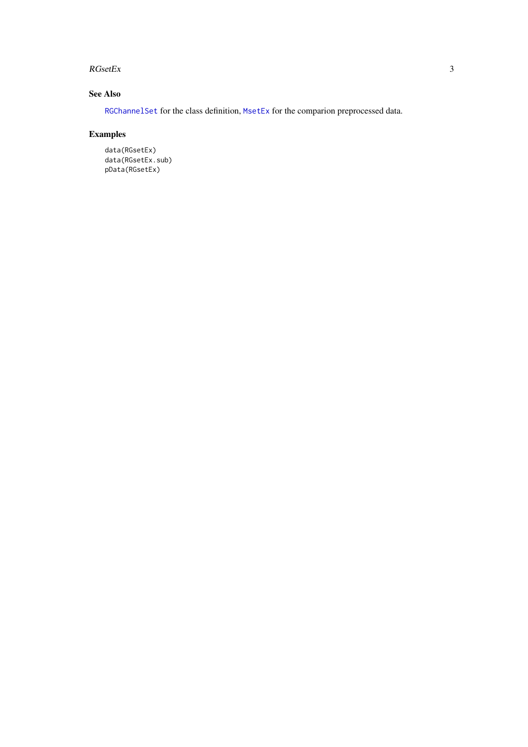## See Also

RGChannelSet for the class definition, MsetEx for the comparion preprocessed data.

## Examples

```
data(RGsetEx)
data(RGsetEx.sub)
pData(RGsetEx)
```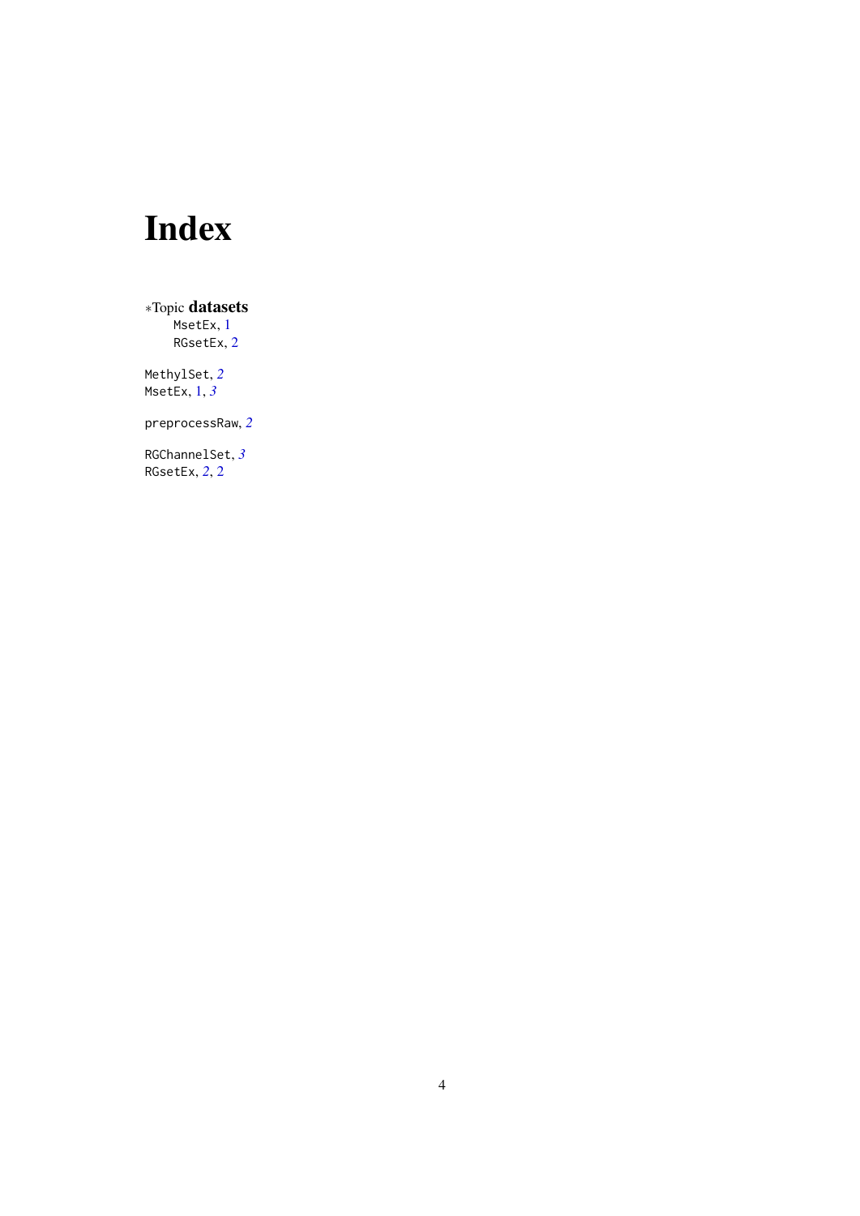# Index

*Topic **datasets**
  MsetEx, 1
  RGsetEx, 2

MethylSet, *2*
MsetEx, 1, *3*

preprocessRaw, *2*

RGChannelSet, *3*
RGsetEx, *2*, 2